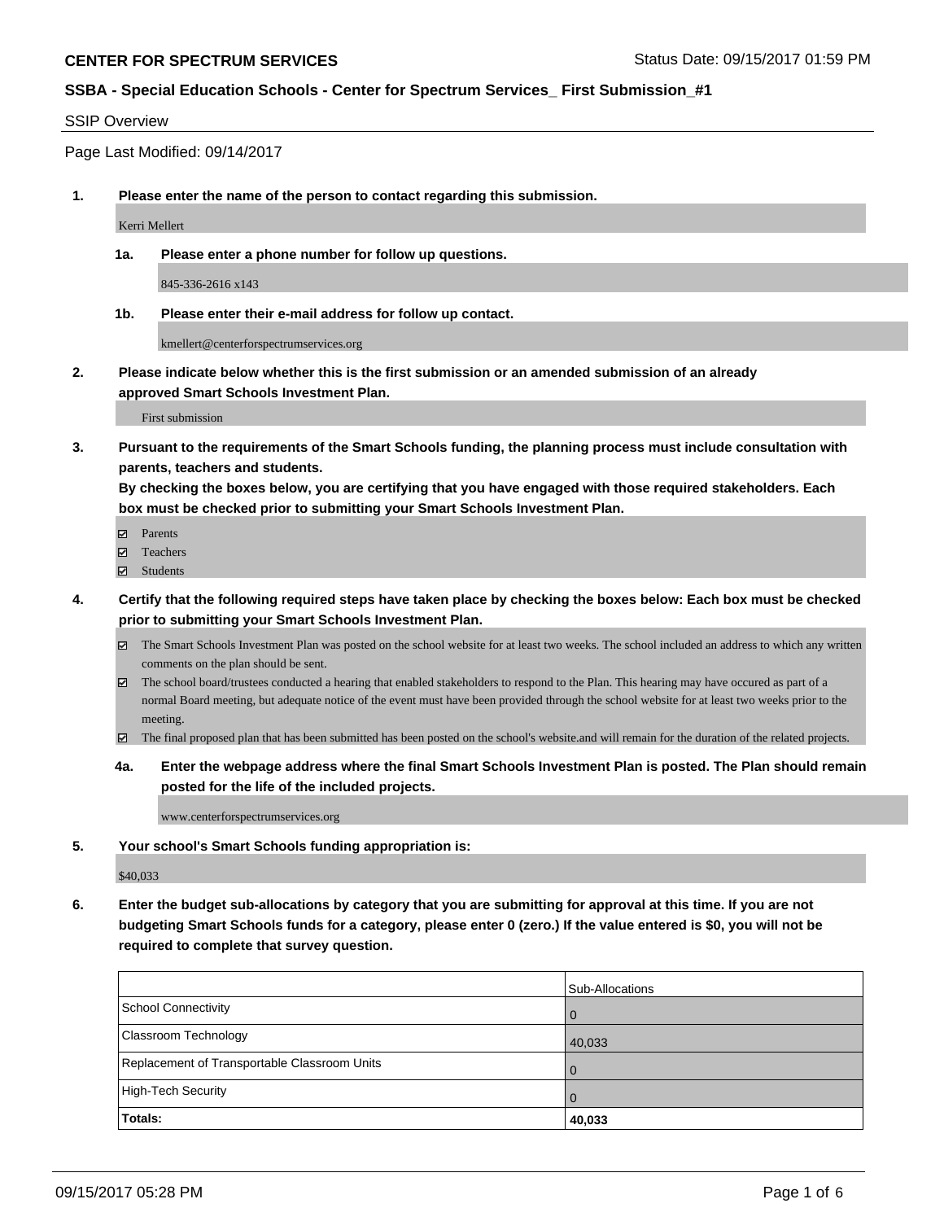**CENTER FOR SPECTRUM SERVICES**

Status Date: 09/15/2017 01:59 PM

**SSBA - Special Education Schools - Center for Spectrum Services_ First Submission_#1**

SSIP Overview

Page Last Modified: 09/14/2017

**1. Please enter the name of the person to contact regarding this submission.**

Kerri Mellert

**1a. Please enter a phone number for follow up questions.**

845-336-2616 x143

**1b. Please enter their e-mail address for follow up contact.**

kmellert@centerforspectrumservices.org

**2. Please indicate below whether this is the first submission or an amended submission of an already approved Smart Schools Investment Plan.**

First submission

**3. Pursuant to the requirements of the Smart Schools funding, the planning process must include consultation with parents, teachers and students.**
**By checking the boxes below, you are certifying that you have engaged with those required stakeholders. Each box must be checked prior to submitting your Smart Schools Investment Plan.**

- ☑ Parents
- ☑ Teachers
- ☑ Students

**4. Certify that the following required steps have taken place by checking the boxes below: Each box must be checked prior to submitting your Smart Schools Investment Plan.**

- ☑ The Smart Schools Investment Plan was posted on the school website for at least two weeks. The school included an address to which any written comments on the plan should be sent.
- ☑ The school board/trustees conducted a hearing that enabled stakeholders to respond to the Plan. This hearing may have occured as part of a normal Board meeting, but adequate notice of the event must have been provided through the school website for at least two weeks prior to the meeting.
- ☑ The final proposed plan that has been submitted has been posted on the school's website.and will remain for the duration of the related projects.

**4a. Enter the webpage address where the final Smart Schools Investment Plan is posted. The Plan should remain posted for the life of the included projects.**

www.centerforspectrumservices.org

**5. Your school's Smart Schools funding appropriation is:**

$40,033

**6. Enter the budget sub-allocations by category that you are submitting for approval at this time. If you are not budgeting Smart Schools funds for a category, please enter 0 (zero.) If the value entered is $0, you will not be required to complete that survey question.**

| | Sub-Allocations |
|---|---|
| School Connectivity | 0 |
| Classroom Technology | 40,033 |
| Replacement of Transportable Classroom Units | 0 |
| High-Tech Security | 0 |
| **Totals:** | **40,033** |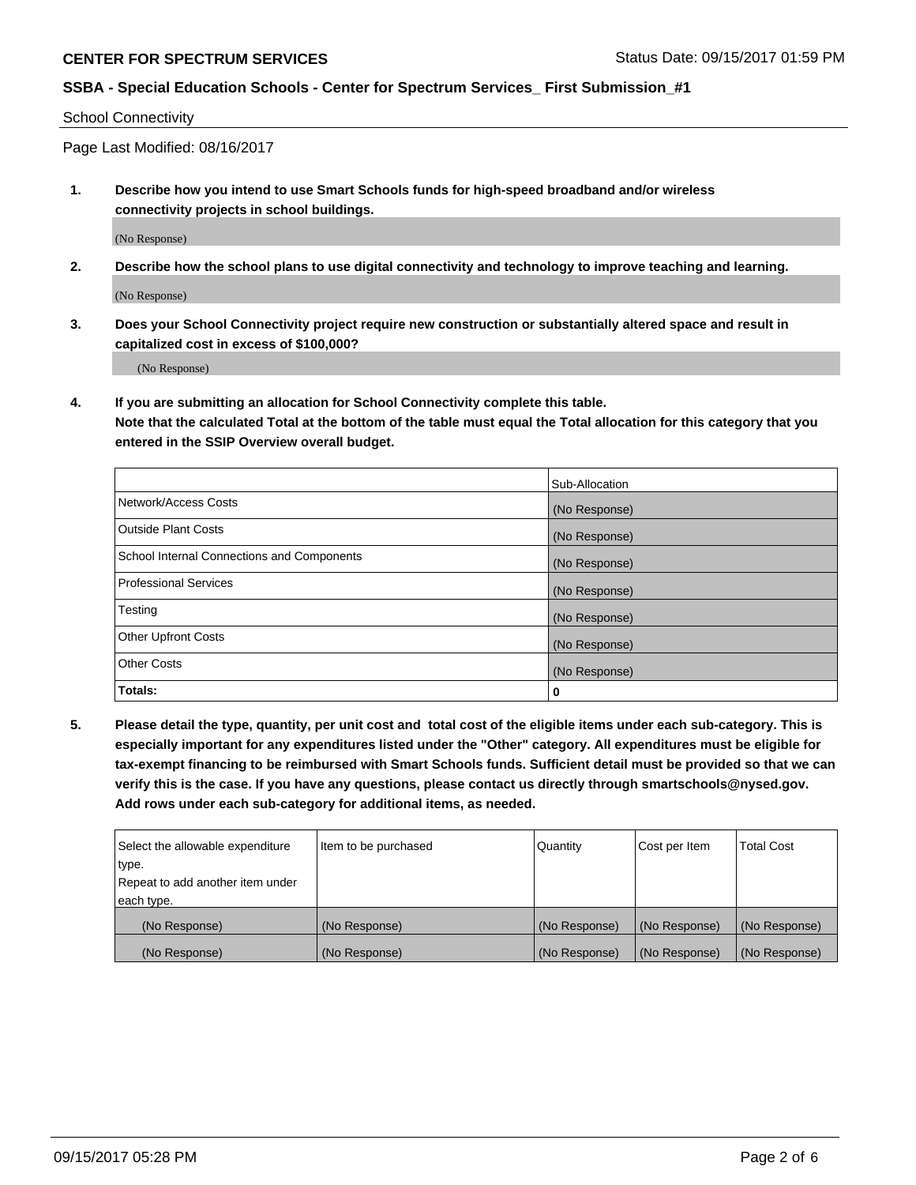School Connectivity

Page Last Modified: 08/16/2017

**1. Describe how you intend to use Smart Schools funds for high-speed broadband and/or wireless connectivity projects in school buildings.**

(No Response)

**2. Describe how the school plans to use digital connectivity and technology to improve teaching and learning.**

(No Response)

**3. Does your School Connectivity project require new construction or substantially altered space and result in capitalized cost in excess of $100,000?**

(No Response)

**4. If you are submitting an allocation for School Connectivity complete this table. Note that the calculated Total at the bottom of the table must equal the Total allocation for this category that you entered in the SSIP Overview overall budget.**

| | Sub-Allocation |
|---|---|
| Network/Access Costs | (No Response) |
| Outside Plant Costs | (No Response) |
| School Internal Connections and Components | (No Response) |
| Professional Services | (No Response) |
| Testing | (No Response) |
| Other Upfront Costs | (No Response) |
| Other Costs | (No Response) |
| **Totals:** | **0** |

**5. Please detail the type, quantity, per unit cost and total cost of the eligible items under each sub-category. This is especially important for any expenditures listed under the "Other" category. All expenditures must be eligible for tax-exempt financing to be reimbursed with Smart Schools funds. Sufficient detail must be provided so that we can verify this is the case. If you have any questions, please contact us directly through smartschools@nysed.gov. Add rows under each sub-category for additional items, as needed.**

| Select the allowable expenditure type. Repeat to add another item under each type. | Item to be purchased | Quantity | Cost per Item | Total Cost |
|---|---|---|---|---|
| (No Response) | (No Response) | (No Response) | (No Response) | (No Response) |
| (No Response) | (No Response) | (No Response) | (No Response) | (No Response) |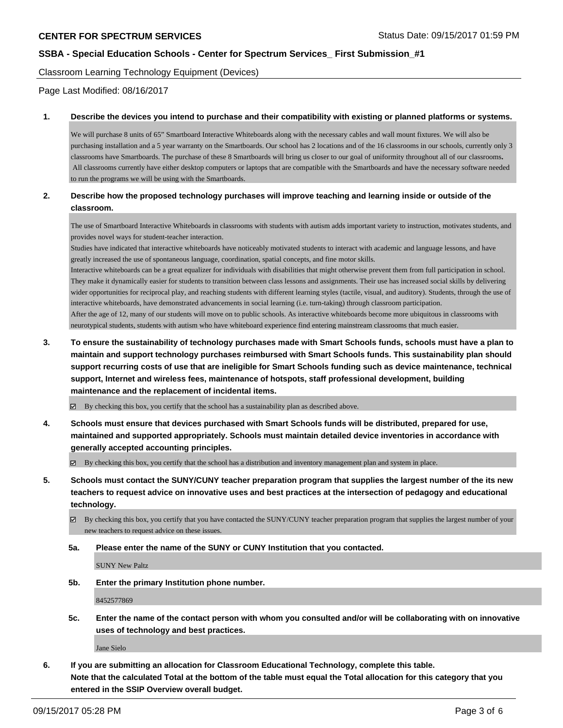Classroom Learning Technology Equipment (Devices)

Page Last Modified: 08/16/2017

**1. Describe the devices you intend to purchase and their compatibility with existing or planned platforms or systems.**

We will purchase 8 units of 65" Smartboard Interactive Whiteboards along with the necessary cables and wall mount fixtures. We will also be purchasing installation and a 5 year warranty on the Smartboards. Our school has 2 locations and of the 16 classrooms in our schools, currently only 3 classrooms have Smartboards. The purchase of these 8 Smartboards will bring us closer to our goal of uniformity throughout all of our classrooms. All classrooms currently have either desktop computers or laptops that are compatible with the Smartboards and have the necessary software needed to run the programs we will be using with the Smartboards.

**2. Describe how the proposed technology purchases will improve teaching and learning inside or outside of the classroom.**

The use of Smartboard Interactive Whiteboards in classrooms with students with autism adds important variety to instruction, motivates students, and provides novel ways for student-teacher interaction.

Studies have indicated that interactive whiteboards have noticeably motivated students to interact with academic and language lessons, and have greatly increased the use of spontaneous language, coordination, spatial concepts, and fine motor skills.

Interactive whiteboards can be a great equalizer for individuals with disabilities that might otherwise prevent them from full participation in school. They make it dynamically easier for students to transition between class lessons and assignments. Their use has increased social skills by delivering wider opportunities for reciprocal play, and reaching students with different learning styles (tactile, visual, and auditory). Students, through the use of interactive whiteboards, have demonstrated advancements in social learning (i.e. turn-taking) through classroom participation.

After the age of 12, many of our students will move on to public schools. As interactive whiteboards become more ubiquitous in classrooms with neurotypical students, students with autism who have whiteboard experience find entering mainstream classrooms that much easier.

**3. To ensure the sustainability of technology purchases made with Smart Schools funds, schools must have a plan to maintain and support technology purchases reimbursed with Smart Schools funds. This sustainability plan should support recurring costs of use that are ineligible for Smart Schools funding such as device maintenance, technical support, Internet and wireless fees, maintenance of hotspots, staff professional development, building maintenance and the replacement of incidental items.**

☑ By checking this box, you certify that the school has a sustainability plan as described above.

**4. Schools must ensure that devices purchased with Smart Schools funds will be distributed, prepared for use, maintained and supported appropriately. Schools must maintain detailed device inventories in accordance with generally accepted accounting principles.**

☑ By checking this box, you certify that the school has a distribution and inventory management plan and system in place.

**5. Schools must contact the SUNY/CUNY teacher preparation program that supplies the largest number of the its new teachers to request advice on innovative uses and best practices at the intersection of pedagogy and educational technology.**

☑ By checking this box, you certify that you have contacted the SUNY/CUNY teacher preparation program that supplies the largest number of your new teachers to request advice on these issues.

**5a. Please enter the name of the SUNY or CUNY Institution that you contacted.**

SUNY New Paltz

**5b. Enter the primary Institution phone number.**

8452577869

**5c. Enter the name of the contact person with whom you consulted and/or will be collaborating with on innovative uses of technology and best practices.**

Jane Sielo

**6. If you are submitting an allocation for Classroom Educational Technology, complete this table. Note that the calculated Total at the bottom of the table must equal the Total allocation for this category that you entered in the SSIP Overview overall budget.**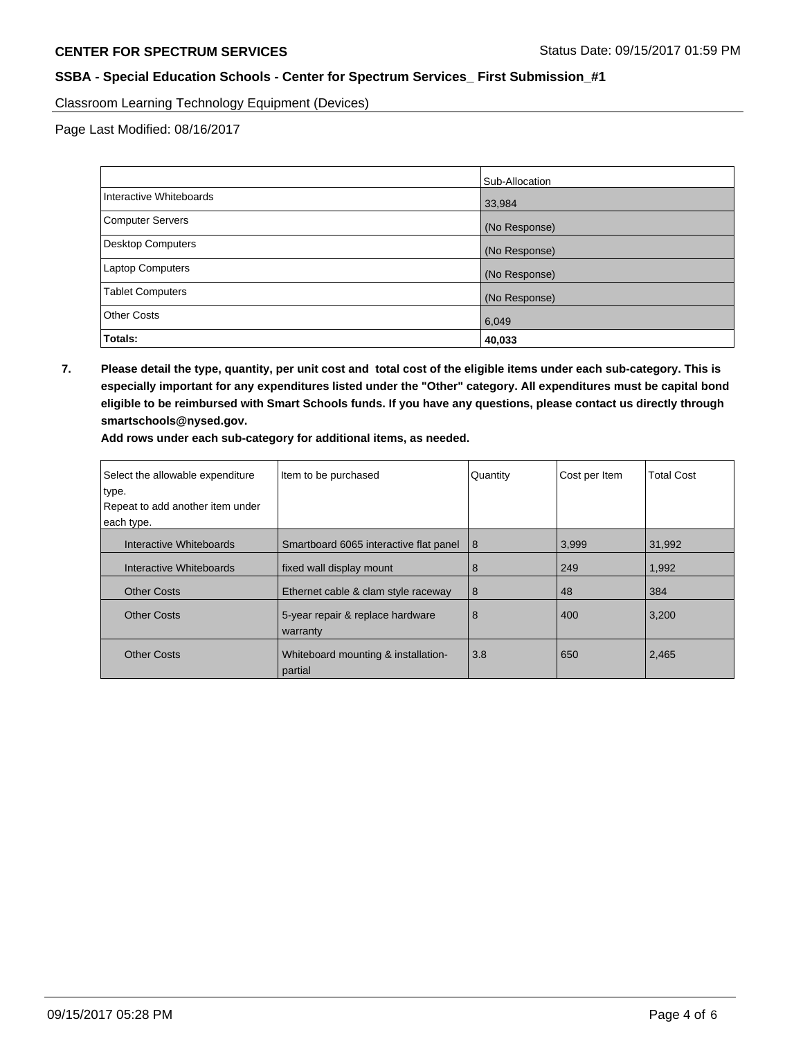**CENTER FOR SPECTRUM SERVICES** Status Date: 09/15/2017 01:59 PM

**SSBA - Special Education Schools - Center for Spectrum Services_ First Submission_#1**

Classroom Learning Technology Equipment (Devices)

Page Last Modified: 08/16/2017

| | Sub-Allocation |
|---|---|
| Interactive Whiteboards | 33,984 |
| Computer Servers | (No Response) |
| Desktop Computers | (No Response) |
| Laptop Computers | (No Response) |
| Tablet Computers | (No Response) |
| Other Costs | 6,049 |
| **Totals:** | **40,033** |

**7. Please detail the type, quantity, per unit cost and total cost of the eligible items under each sub-category. This is especially important for any expenditures listed under the "Other" category. All expenditures must be capital bond eligible to be reimbursed with Smart Schools funds. If you have any questions, please contact us directly through smartschools@nysed.gov.**

**Add rows under each sub-category for additional items, as needed.**

| Select the allowable expenditure type. Repeat to add another item under each type. | Item to be purchased | Quantity | Cost per Item | Total Cost |
|---|---|---|---|---|
| Interactive Whiteboards | Smartboard 6065 interactive flat panel | 8 | 3,999 | 31,992 |
| Interactive Whiteboards | fixed wall display mount | 8 | 249 | 1,992 |
| Other Costs | Ethernet cable & clam style raceway | 8 | 48 | 384 |
| Other Costs | 5-year repair & replace hardware warranty | 8 | 400 | 3,200 |
| Other Costs | Whiteboard mounting & installation-partial | 3.8 | 650 | 2,465 |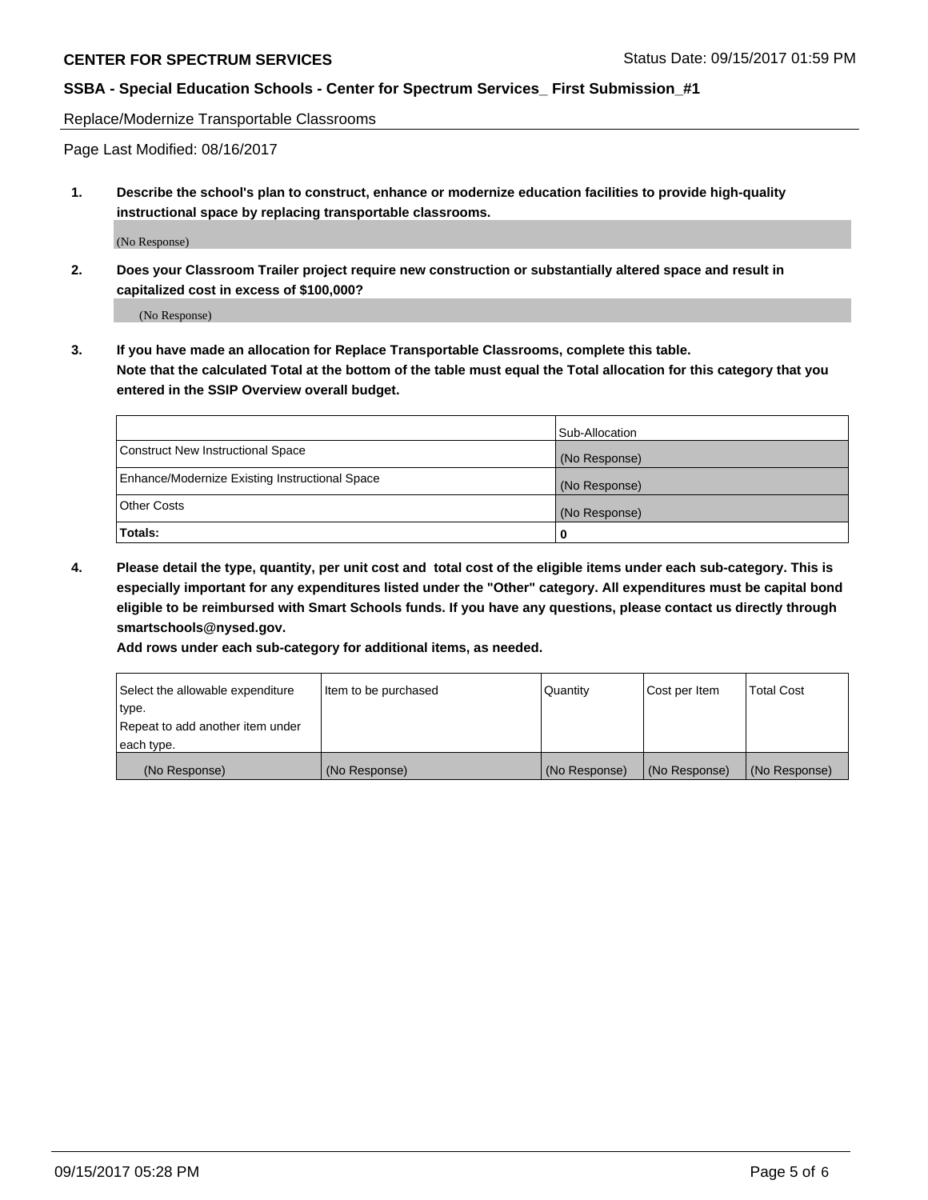Replace/Modernize Transportable Classrooms

Page Last Modified: 08/16/2017

**1. Describe the school's plan to construct, enhance or modernize education facilities to provide high-quality instructional space by replacing transportable classrooms.**

(No Response)

**2. Does your Classroom Trailer project require new construction or substantially altered space and result in capitalized cost in excess of $100,000?**

(No Response)

**3. If you have made an allocation for Replace Transportable Classrooms, complete this table. Note that the calculated Total at the bottom of the table must equal the Total allocation for this category that you entered in the SSIP Overview overall budget.**

| | Sub-Allocation |
|---|---|
| Construct New Instructional Space | (No Response) |
| Enhance/Modernize Existing Instructional Space | (No Response) |
| Other Costs | (No Response) |
| **Totals:** | **0** |

**4. Please detail the type, quantity, per unit cost and total cost of the eligible items under each sub-category. This is especially important for any expenditures listed under the "Other" category. All expenditures must be capital bond eligible to be reimbursed with Smart Schools funds. If you have any questions, please contact us directly through smartschools@nysed.gov.**

**Add rows under each sub-category for additional items, as needed.**

| Select the allowable expenditure type. Repeat to add another item under each type. | Item to be purchased | Quantity | Cost per Item | Total Cost |
|---|---|---|---|---|
| (No Response) | (No Response) | (No Response) | (No Response) | (No Response) |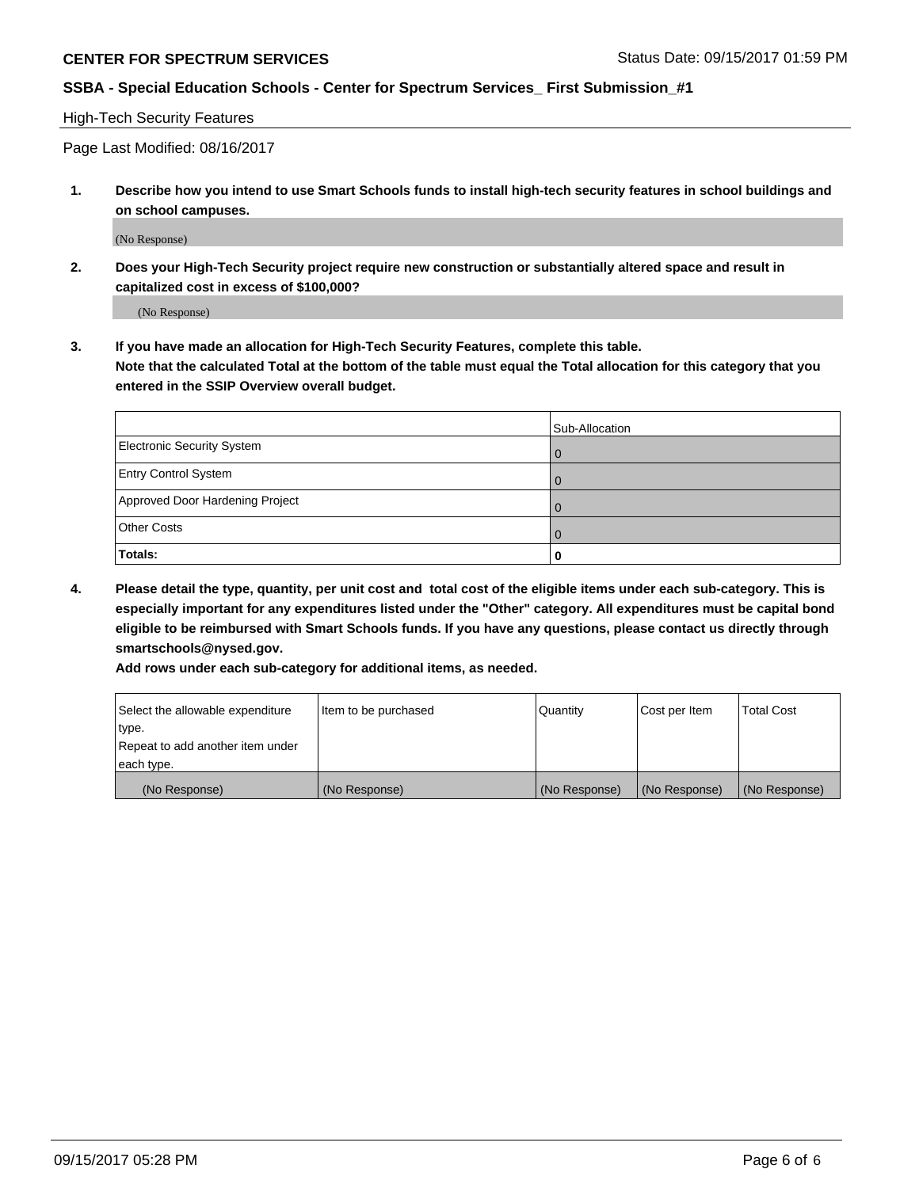## High-Tech Security Features

Page Last Modified: 08/16/2017

**1. Describe how you intend to use Smart Schools funds to install high-tech security features in school buildings and on school campuses.**

(No Response)

**2. Does your High-Tech Security project require new construction or substantially altered space and result in capitalized cost in excess of $100,000?**

(No Response)

**3. If you have made an allocation for High-Tech Security Features, complete this table.**
**Note that the calculated Total at the bottom of the table must equal the Total allocation for this category that you entered in the SSIP Overview overall budget.**

| | Sub-Allocation |
|---|---|
| Electronic Security System | 0 |
| Entry Control System | 0 |
| Approved Door Hardening Project | 0 |
| Other Costs | 0 |
| **Totals:** | **0** |

**4. Please detail the type, quantity, per unit cost and total cost of the eligible items under each sub-category. This is especially important for any expenditures listed under the "Other" category. All expenditures must be capital bond eligible to be reimbursed with Smart Schools funds. If you have any questions, please contact us directly through smartschools@nysed.gov.**

**Add rows under each sub-category for additional items, as needed.**

| Select the allowable expenditure type. Repeat to add another item under each type. | Item to be purchased | Quantity | Cost per Item | Total Cost |
|---|---|---|---|---|
| (No Response) | (No Response) | (No Response) | (No Response) | (No Response) |